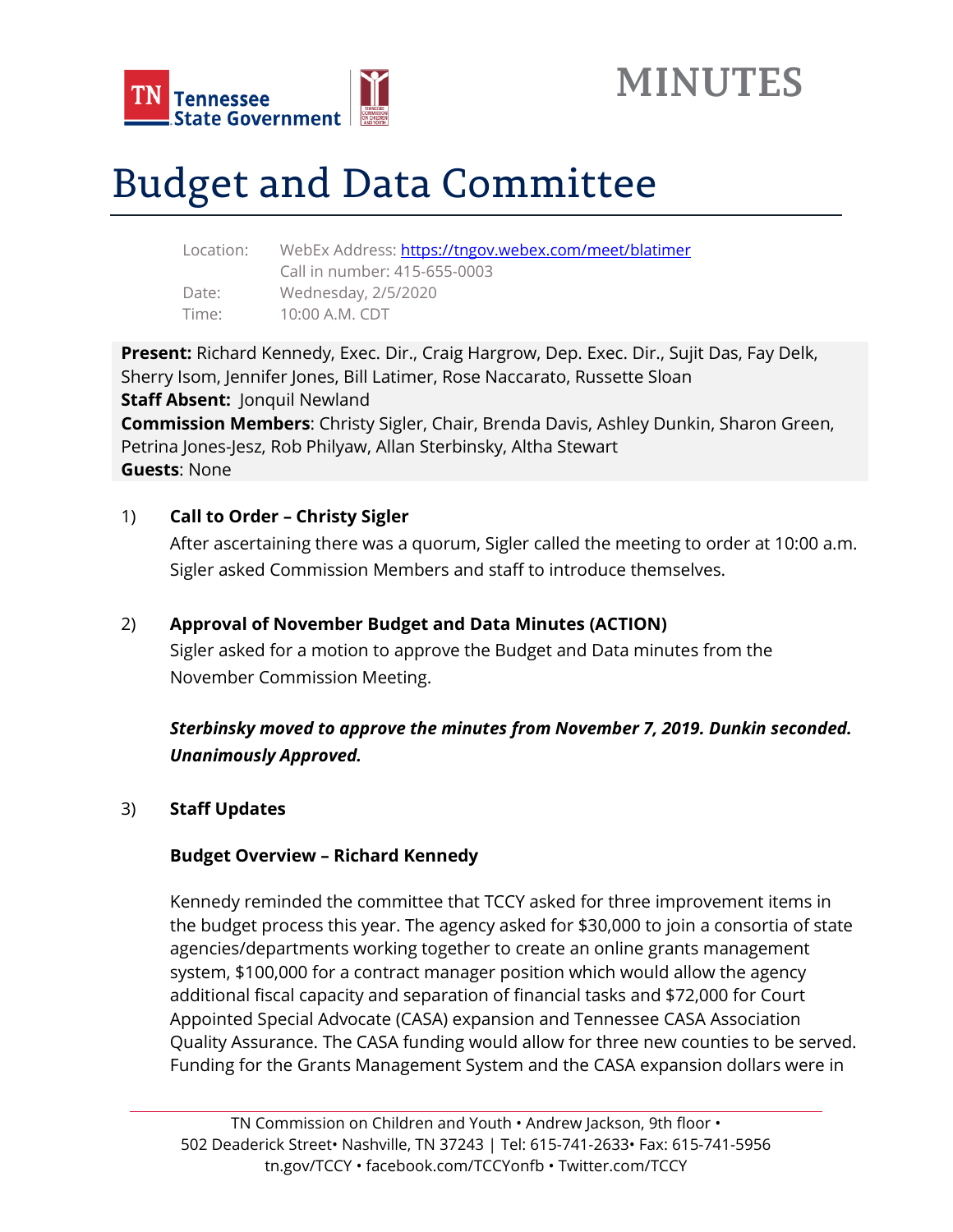# MINUTES

# Budget and Data Committee

Location: WebEx Address: https://tngov.webex.com/meet/blatimer
Call in number: 415-655-0003
Date: Wednesday, 2/5/2020
Time: 10:00 A.M. CDT

**Present:** Richard Kennedy, Exec. Dir., Craig Hargrow, Dep. Exec. Dir., Sujit Das, Fay Delk, Sherry Isom, Jennifer Jones, Bill Latimer, Rose Naccarato, Russette Sloan
**Staff Absent:** Jonquil Newland
**Commission Members**: Christy Sigler, Chair, Brenda Davis, Ashley Dunkin, Sharon Green, Petrina Jones-Jesz, Rob Philyaw, Allan Sterbinsky, Altha Stewart
**Guests**: None

1) **Call to Order – Christy Sigler**

   After ascertaining there was a quorum, Sigler called the meeting to order at 10:00 a.m. Sigler asked Commission Members and staff to introduce themselves.

2) **Approval of November Budget and Data Minutes (ACTION)**

   Sigler asked for a motion to approve the Budget and Data minutes from the November Commission Meeting.

   ***Sterbinsky moved to approve the minutes from November 7, 2019. Dunkin seconded. Unanimously Approved.***

3) **Staff Updates**

   **Budget Overview – Richard Kennedy**

   Kennedy reminded the committee that TCCY asked for three improvement items in the budget process this year. The agency asked for $30,000 to join a consortia of state agencies/departments working together to create an online grants management system, $100,000 for a contract manager position which would allow the agency additional fiscal capacity and separation of financial tasks and $72,000 for Court Appointed Special Advocate (CASA) expansion and Tennessee CASA Association Quality Assurance. The CASA funding would allow for three new counties to be served. Funding for the Grants Management System and the CASA expansion dollars were in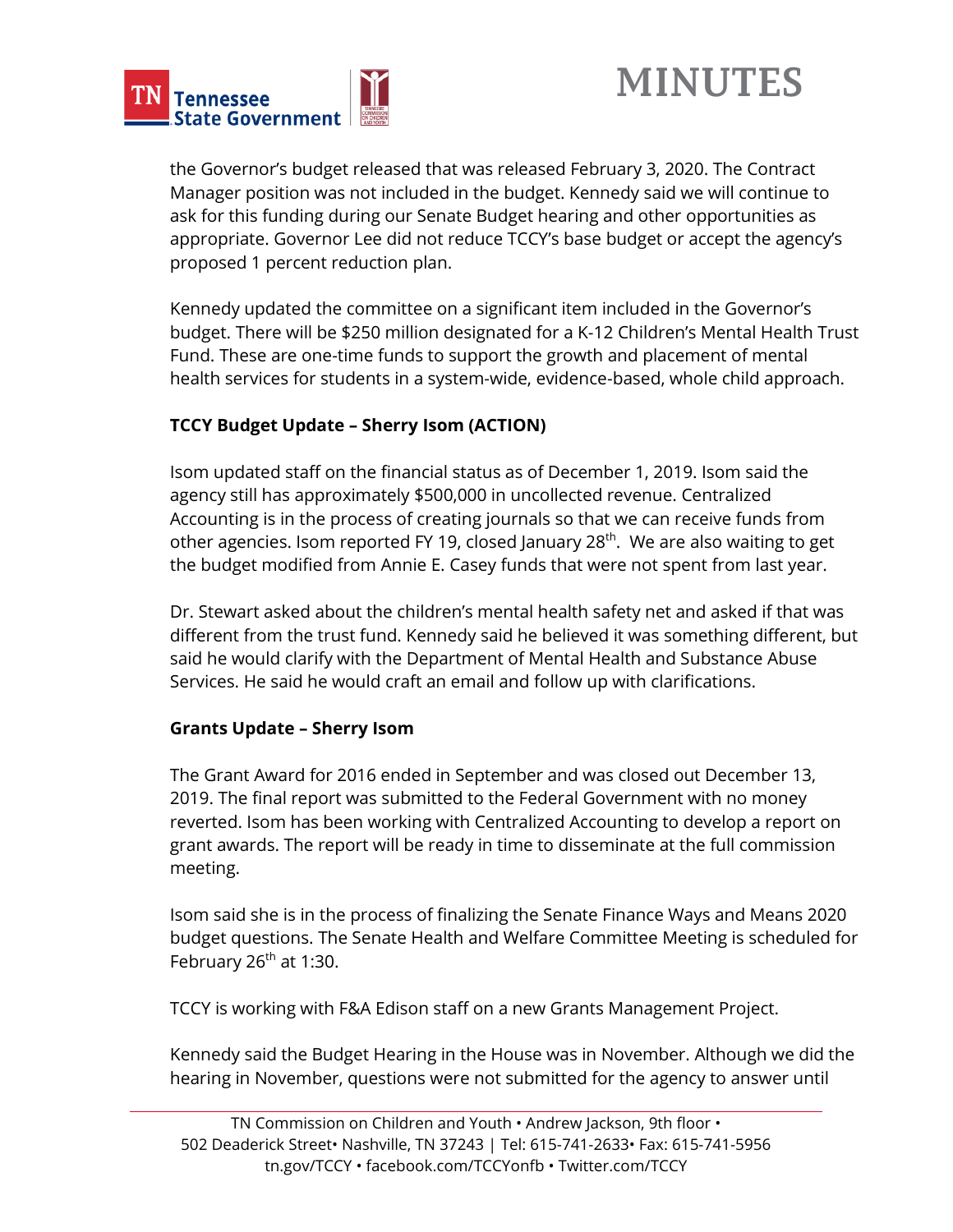the Governor's budget released that was released February 3, 2020. The Contract Manager position was not included in the budget. Kennedy said we will continue to ask for this funding during our Senate Budget hearing and other opportunities as appropriate. Governor Lee did not reduce TCCY's base budget or accept the agency's proposed 1 percent reduction plan.

Kennedy updated the committee on a significant item included in the Governor's budget. There will be $250 million designated for a K-12 Children's Mental Health Trust Fund. These are one-time funds to support the growth and placement of mental health services for students in a system-wide, evidence-based, whole child approach.

**TCCY Budget Update – Sherry Isom (ACTION)**

Isom updated staff on the financial status as of December 1, 2019. Isom said the agency still has approximately $500,000 in uncollected revenue. Centralized Accounting is in the process of creating journals so that we can receive funds from other agencies. Isom reported FY 19, closed January 28th. We are also waiting to get the budget modified from Annie E. Casey funds that were not spent from last year.

Dr. Stewart asked about the children's mental health safety net and asked if that was different from the trust fund. Kennedy said he believed it was something different, but said he would clarify with the Department of Mental Health and Substance Abuse Services. He said he would craft an email and follow up with clarifications.

**Grants Update – Sherry Isom**

The Grant Award for 2016 ended in September and was closed out December 13, 2019. The final report was submitted to the Federal Government with no money reverted. Isom has been working with Centralized Accounting to develop a report on grant awards. The report will be ready in time to disseminate at the full commission meeting.

Isom said she is in the process of finalizing the Senate Finance Ways and Means 2020 budget questions. The Senate Health and Welfare Committee Meeting is scheduled for February 26th at 1:30.

TCCY is working with F&A Edison staff on a new Grants Management Project.

Kennedy said the Budget Hearing in the House was in November. Although we did the hearing in November, questions were not submitted for the agency to answer until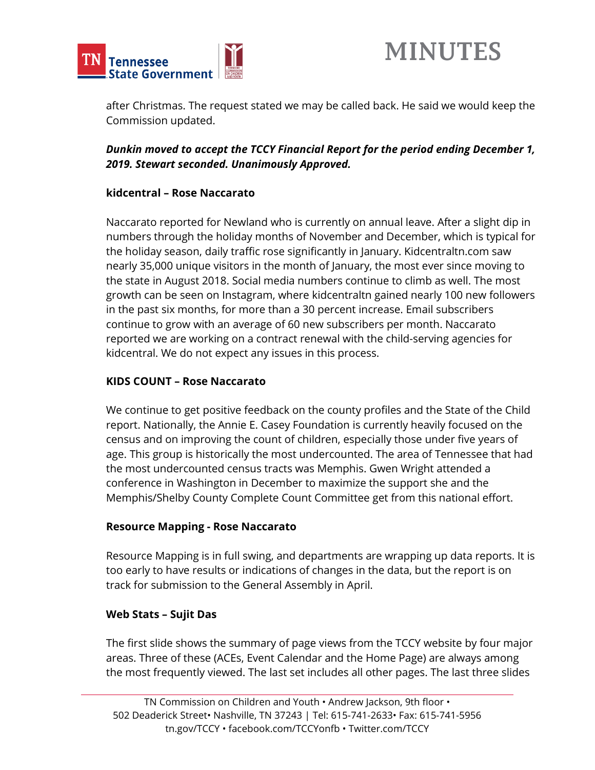after Christmas. The request stated we may be called back. He said we would keep the Commission updated.

***Dunkin moved to accept the TCCY Financial Report for the period ending December 1, 2019. Stewart seconded. Unanimously Approved.***

**kidcentral – Rose Naccarato**

Naccarato reported for Newland who is currently on annual leave. After a slight dip in numbers through the holiday months of November and December, which is typical for the holiday season, daily traffic rose significantly in January. Kidcentraltn.com saw nearly 35,000 unique visitors in the month of January, the most ever since moving to the state in August 2018. Social media numbers continue to climb as well. The most growth can be seen on Instagram, where kidcentraltn gained nearly 100 new followers in the past six months, for more than a 30 percent increase. Email subscribers continue to grow with an average of 60 new subscribers per month. Naccarato reported we are working on a contract renewal with the child-serving agencies for kidcentral. We do not expect any issues in this process.

**KIDS COUNT – Rose Naccarato**

We continue to get positive feedback on the county profiles and the State of the Child report. Nationally, the Annie E. Casey Foundation is currently heavily focused on the census and on improving the count of children, especially those under five years of age. This group is historically the most undercounted. The area of Tennessee that had the most undercounted census tracts was Memphis. Gwen Wright attended a conference in Washington in December to maximize the support she and the Memphis/Shelby County Complete Count Committee get from this national effort.

**Resource Mapping - Rose Naccarato**

Resource Mapping is in full swing, and departments are wrapping up data reports. It is too early to have results or indications of changes in the data, but the report is on track for submission to the General Assembly in April.

**Web Stats – Sujit Das**

The first slide shows the summary of page views from the TCCY website by four major areas. Three of these (ACEs, Event Calendar and the Home Page) are always among the most frequently viewed. The last set includes all other pages. The last three slides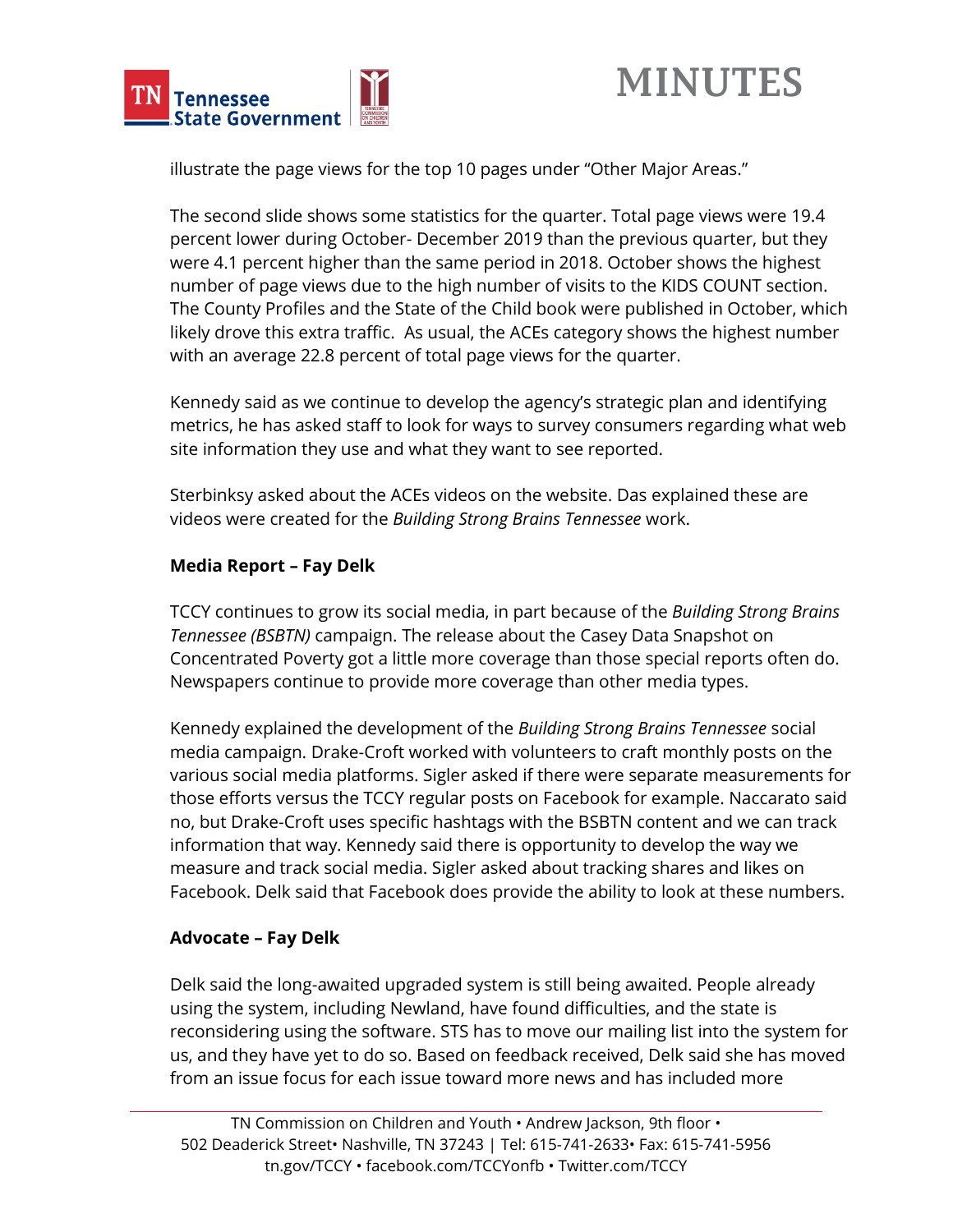illustrate the page views for the top 10 pages under "Other Major Areas."

The second slide shows some statistics for the quarter. Total page views were 19.4 percent lower during October- December 2019 than the previous quarter, but they were 4.1 percent higher than the same period in 2018. October shows the highest number of page views due to the high number of visits to the KIDS COUNT section. The County Profiles and the State of the Child book were published in October, which likely drove this extra traffic. As usual, the ACEs category shows the highest number with an average 22.8 percent of total page views for the quarter.

Kennedy said as we continue to develop the agency's strategic plan and identifying metrics, he has asked staff to look for ways to survey consumers regarding what web site information they use and what they want to see reported.

Sterbinksy asked about the ACEs videos on the website. Das explained these are videos were created for the *Building Strong Brains Tennessee* work.

**Media Report – Fay Delk**

TCCY continues to grow its social media, in part because of the *Building Strong Brains Tennessee (BSBTN)* campaign. The release about the Casey Data Snapshot on Concentrated Poverty got a little more coverage than those special reports often do. Newspapers continue to provide more coverage than other media types.

Kennedy explained the development of the *Building Strong Brains Tennessee* social media campaign. Drake-Croft worked with volunteers to craft monthly posts on the various social media platforms. Sigler asked if there were separate measurements for those efforts versus the TCCY regular posts on Facebook for example. Naccarato said no, but Drake-Croft uses specific hashtags with the BSBTN content and we can track information that way. Kennedy said there is opportunity to develop the way we measure and track social media. Sigler asked about tracking shares and likes on Facebook. Delk said that Facebook does provide the ability to look at these numbers.

**Advocate – Fay Delk**

Delk said the long-awaited upgraded system is still being awaited. People already using the system, including Newland, have found difficulties, and the state is reconsidering using the software. STS has to move our mailing list into the system for us, and they have yet to do so. Based on feedback received, Delk said she has moved from an issue focus for each issue toward more news and has included more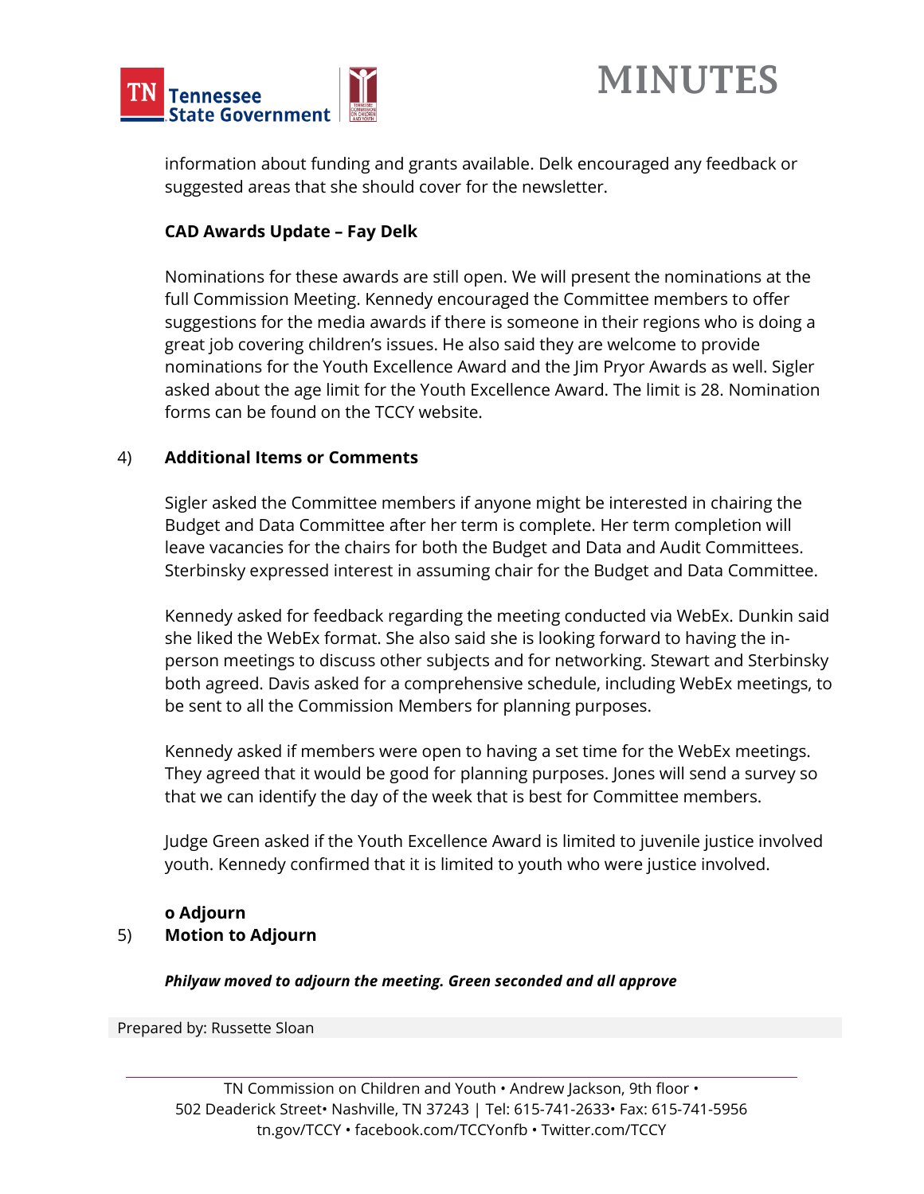information about funding and grants available. Delk encouraged any feedback or suggested areas that she should cover for the newsletter.

**CAD Awards Update – Fay Delk**

Nominations for these awards are still open. We will present the nominations at the full Commission Meeting. Kennedy encouraged the Committee members to offer suggestions for the media awards if there is someone in their regions who is doing a great job covering children's issues. He also said they are welcome to provide nominations for the Youth Excellence Award and the Jim Pryor Awards as well. Sigler asked about the age limit for the Youth Excellence Award. The limit is 28. Nomination forms can be found on the TCCY website.

4) **Additional Items or Comments**

Sigler asked the Committee members if anyone might be interested in chairing the Budget and Data Committee after her term is complete. Her term completion will leave vacancies for the chairs for both the Budget and Data and Audit Committees. Sterbinsky expressed interest in assuming chair for the Budget and Data Committee.

Kennedy asked for feedback regarding the meeting conducted via WebEx. Dunkin said she liked the WebEx format. She also said she is looking forward to having the in-person meetings to discuss other subjects and for networking. Stewart and Sterbinsky both agreed. Davis asked for a comprehensive schedule, including WebEx meetings, to be sent to all the Commission Members for planning purposes.

Kennedy asked if members were open to having a set time for the WebEx meetings. They agreed that it would be good for planning purposes. Jones will send a survey so that we can identify the day of the week that is best for Committee members.

Judge Green asked if the Youth Excellence Award is limited to juvenile justice involved youth. Kennedy confirmed that it is limited to youth who were justice involved.

**o Adjourn**

5) **Motion to Adjourn**

***Philyaw moved to adjourn the meeting. Green seconded and all approve***

Prepared by: Russette Sloan

TN Commission on Children and Youth • Andrew Jackson, 9th floor •
502 Deaderick Street• Nashville, TN 37243 | Tel: 615-741-2633• Fax: 615-741-5956
tn.gov/TCCY • facebook.com/TCCYonfb • Twitter.com/TCCY